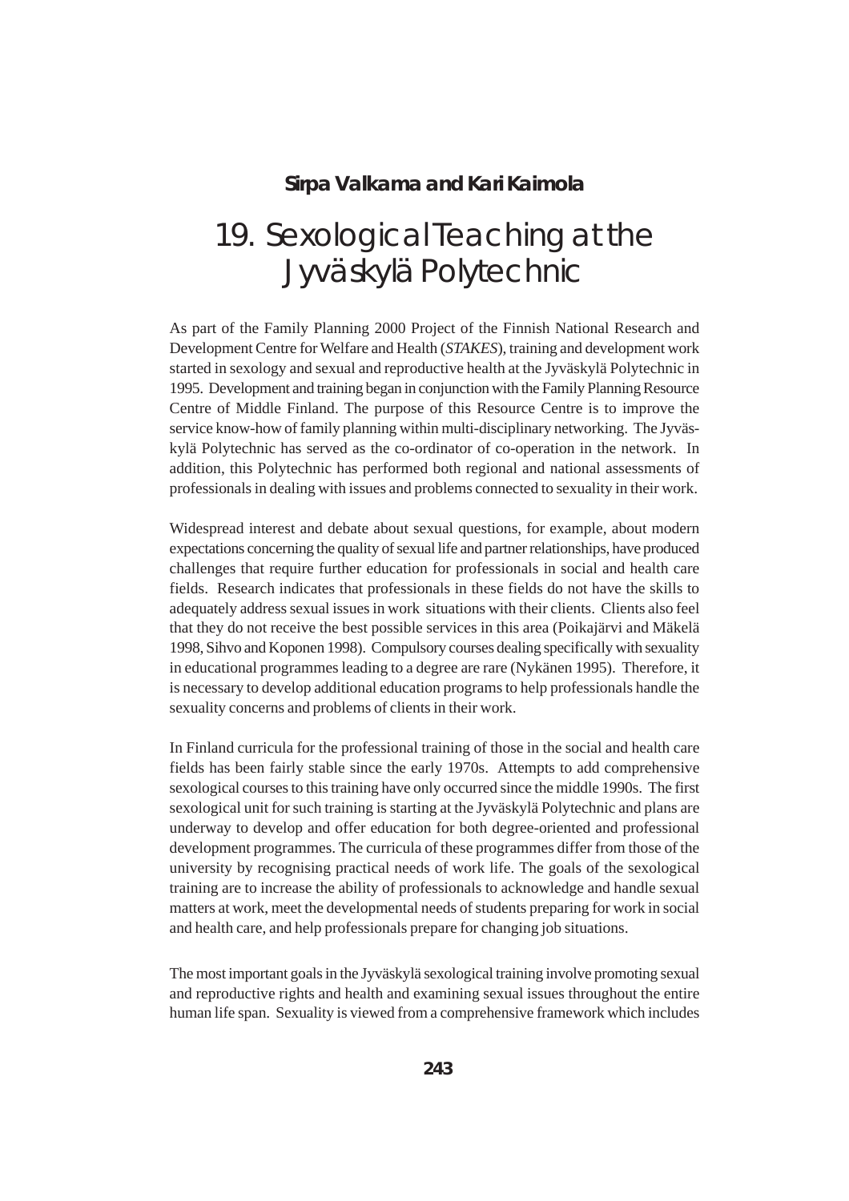**Sirpa Valkama and Kari Kaimola**

# 19. Sexological Teaching at the Jyväskylä Polytechnic

As part of the Family Planning 2000 Project of the Finnish National Research and Development Centre for Welfare and Health (*STAKES*), training and development work started in sexology and sexual and reproductive health at the Jyväskylä Polytechnic in 1995. Development and training began in conjunction with the Family Planning Resource Centre of Middle Finland. The purpose of this Resource Centre is to improve the service know-how of family planning within multi-disciplinary networking. The Jyväskylä Polytechnic has served as the co-ordinator of co-operation in the network. In addition, this Polytechnic has performed both regional and national assessments of professionals in dealing with issues and problems connected to sexuality in their work.

Widespread interest and debate about sexual questions, for example, about modern expectations concerning the quality of sexual life and partner relationships, have produced challenges that require further education for professionals in social and health care fields. Research indicates that professionals in these fields do not have the skills to adequately address sexual issues in work situations with their clients. Clients also feel that they do not receive the best possible services in this area (Poikajärvi and Mäkelä 1998, Sihvo and Koponen 1998). Compulsory courses dealing specifically with sexuality in educational programmes leading to a degree are rare (Nykänen 1995). Therefore, it is necessary to develop additional education programs to help professionals handle the sexuality concerns and problems of clients in their work.

In Finland curricula for the professional training of those in the social and health care fields has been fairly stable since the early 1970s. Attempts to add comprehensive sexological courses to this training have only occurred since the middle 1990s. The first sexological unit for such training is starting at the Jyväskylä Polytechnic and plans are underway to develop and offer education for both degree-oriented and professional development programmes. The curricula of these programmes differ from those of the university by recognising practical needs of work life. The goals of the sexological training are to increase the ability of professionals to acknowledge and handle sexual matters at work, meet the developmental needs of students preparing for work in social and health care, and help professionals prepare for changing job situations.

The most important goals in the Jyväskylä sexological training involve promoting sexual and reproductive rights and health and examining sexual issues throughout the entire human life span. Sexuality is viewed from a comprehensive framework which includes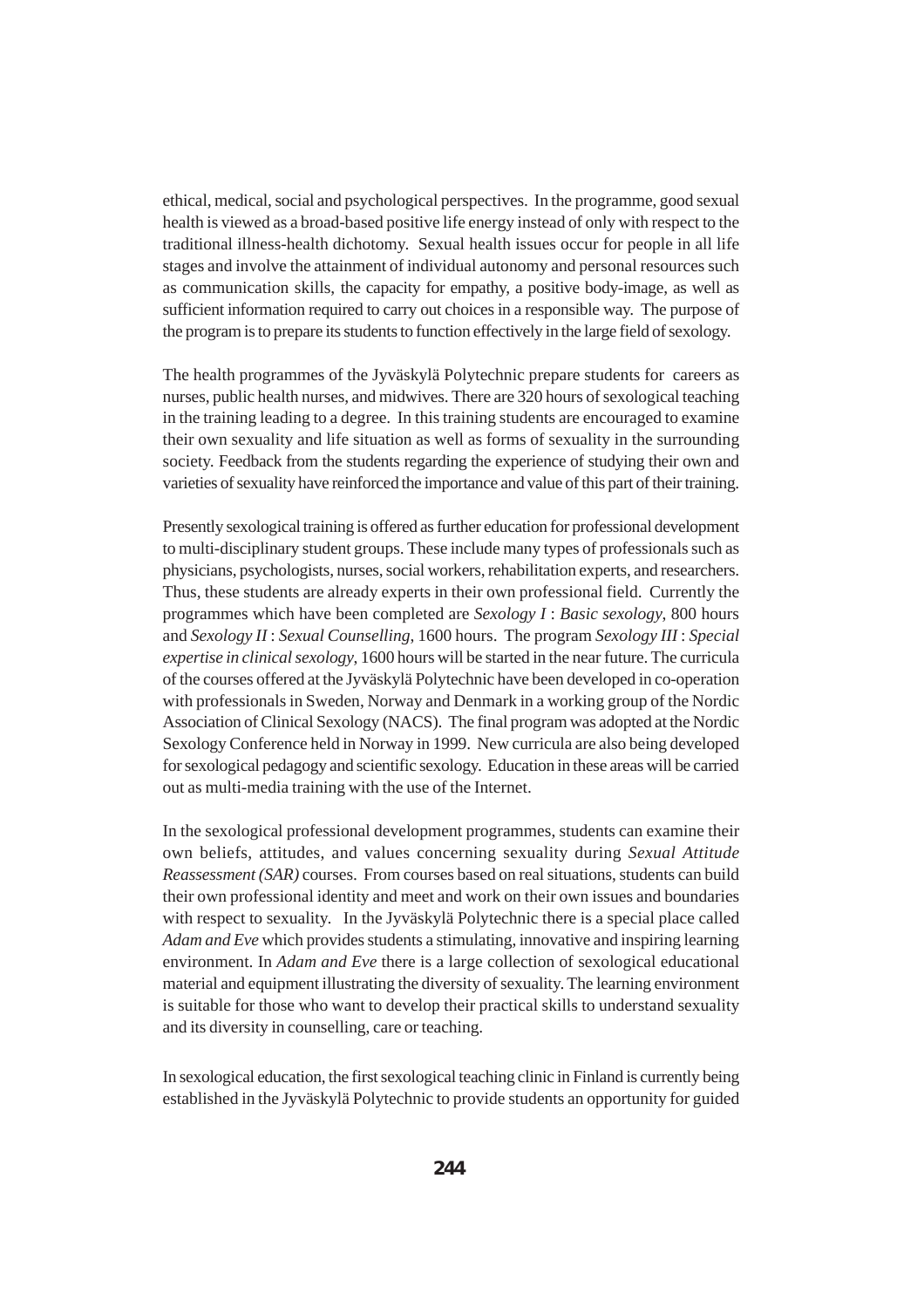ethical, medical, social and psychological perspectives. In the programme, good sexual health is viewed as a broad-based positive life energy instead of only with respect to the traditional illness-health dichotomy. Sexual health issues occur for people in all life stages and involve the attainment of individual autonomy and personal resources such as communication skills, the capacity for empathy, a positive body-image, as well as sufficient information required to carry out choices in a responsible way. The purpose of the program is to prepare its students to function effectively in the large field of sexology.

The health programmes of the Jyväskylä Polytechnic prepare students for careers as nurses, public health nurses, and midwives. There are 320 hours of sexological teaching in the training leading to a degree. In this training students are encouraged to examine their own sexuality and life situation as well as forms of sexuality in the surrounding society. Feedback from the students regarding the experience of studying their own and varieties of sexuality have reinforced the importance and value of this part of their training.

Presently sexological training is offered as further education for professional development to multi-disciplinary student groups. These include many types of professionals such as physicians, psychologists, nurses, social workers, rehabilitation experts, and researchers. Thus, these students are already experts in their own professional field. Currently the programmes which have been completed are *Sexology I* : *Basic sexology*, 800 hours and *Sexology II* : *Sexual Counselling*, 1600 hours. The program *Sexology III* : *Special expertise in clinical sexology*, 1600 hours will be started in the near future. The curricula of the courses offered at the Jyväskylä Polytechnic have been developed in co-operation with professionals in Sweden, Norway and Denmark in a working group of the Nordic Association of Clinical Sexology (NACS). The final program was adopted at the Nordic Sexology Conference held in Norway in 1999. New curricula are also being developed for sexological pedagogy and scientific sexology. Education in these areas will be carried out as multi-media training with the use of the Internet.

In the sexological professional development programmes, students can examine their own beliefs, attitudes, and values concerning sexuality during *Sexual Attitude Reassessment (SAR)* courses. From courses based on real situations, students can build their own professional identity and meet and work on their own issues and boundaries with respect to sexuality. In the Jyväskylä Polytechnic there is a special place called *Adam and Eve* which provides students a stimulating, innovative and inspiring learning environment. In *Adam and Eve* there is a large collection of sexological educational material and equipment illustrating the diversity of sexuality. The learning environment is suitable for those who want to develop their practical skills to understand sexuality and its diversity in counselling, care or teaching.

In sexological education, the first sexological teaching clinic in Finland is currently being established in the Jyväskylä Polytechnic to provide students an opportunity for guided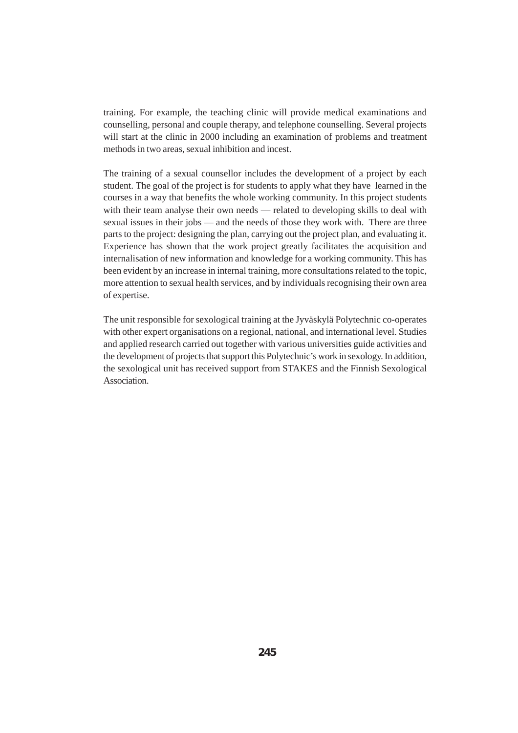training. For example, the teaching clinic will provide medical examinations and counselling, personal and couple therapy, and telephone counselling. Several projects will start at the clinic in 2000 including an examination of problems and treatment methods in two areas, sexual inhibition and incest.

The training of a sexual counsellor includes the development of a project by each student. The goal of the project is for students to apply what they have learned in the courses in a way that benefits the whole working community. In this project students with their team analyse their own needs — related to developing skills to deal with sexual issues in their jobs — and the needs of those they work with. There are three parts to the project: designing the plan, carrying out the project plan, and evaluating it. Experience has shown that the work project greatly facilitates the acquisition and internalisation of new information and knowledge for a working community. This has been evident by an increase in internal training, more consultations related to the topic, more attention to sexual health services, and by individuals recognising their own area of expertise.

The unit responsible for sexological training at the Jyväskylä Polytechnic co-operates with other expert organisations on a regional, national, and international level. Studies and applied research carried out together with various universities guide activities and the development of projects that support this Polytechnic's work in sexology. In addition, the sexological unit has received support from STAKES and the Finnish Sexological Association.